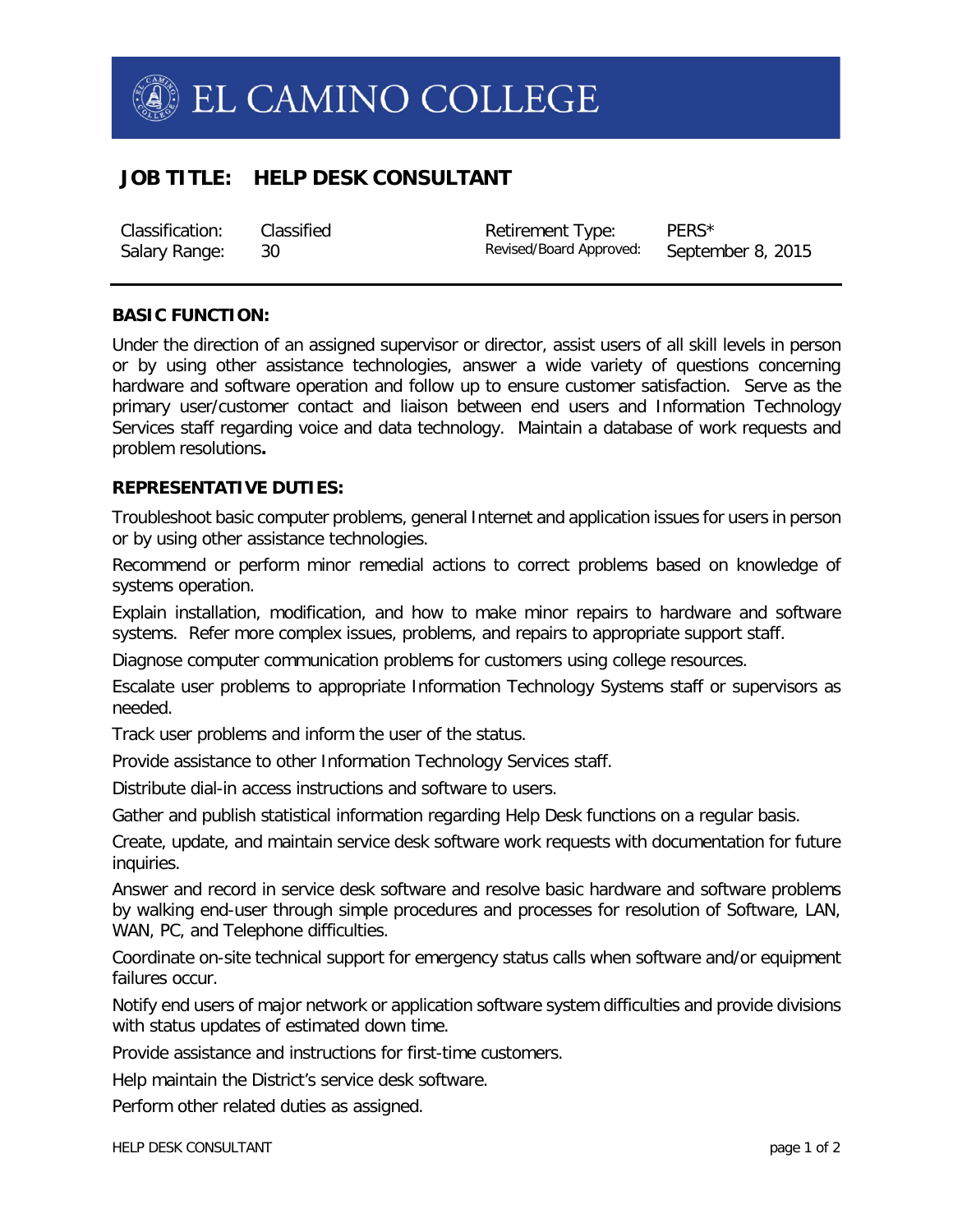# EL CAMINO COLLEGE

## JOB TITLE: HELP DESK CONSULTANT

| | | | |
|---|---|---|---|
| Classification: | Classified | Retirement Type: | PERS* |
| Salary Range: | 30 | Revised/Board Approved: | September 8, 2015 |

### BASIC FUNCTION:

Under the direction of an assigned supervisor or director, assist users of all skill levels in person or by using other assistance technologies, answer a wide variety of questions concerning hardware and software operation and follow up to ensure customer satisfaction. Serve as the primary user/customer contact and liaison between end users and Information Technology Services staff regarding voice and data technology. Maintain a database of work requests and problem resolutions**.**

### REPRESENTATIVE DUTIES:

Troubleshoot basic computer problems, general Internet and application issues for users in person or by using other assistance technologies.

Recommend or perform minor remedial actions to correct problems based on knowledge of systems operation.

Explain installation, modification, and how to make minor repairs to hardware and software systems. Refer more complex issues, problems, and repairs to appropriate support staff.

Diagnose computer communication problems for customers using college resources.

Escalate user problems to appropriate Information Technology Systems staff or supervisors as needed.

Track user problems and inform the user of the status.

Provide assistance to other Information Technology Services staff.

Distribute dial-in access instructions and software to users.

Gather and publish statistical information regarding Help Desk functions on a regular basis.

Create, update, and maintain service desk software work requests with documentation for future inquiries.

Answer and record in service desk software and resolve basic hardware and software problems by walking end-user through simple procedures and processes for resolution of Software, LAN, WAN, PC, and Telephone difficulties.

Coordinate on-site technical support for emergency status calls when software and/or equipment failures occur.

Notify end users of major network or application software system difficulties and provide divisions with status updates of estimated down time.

Provide assistance and instructions for first-time customers.

Help maintain the District's service desk software.

Perform other related duties as assigned.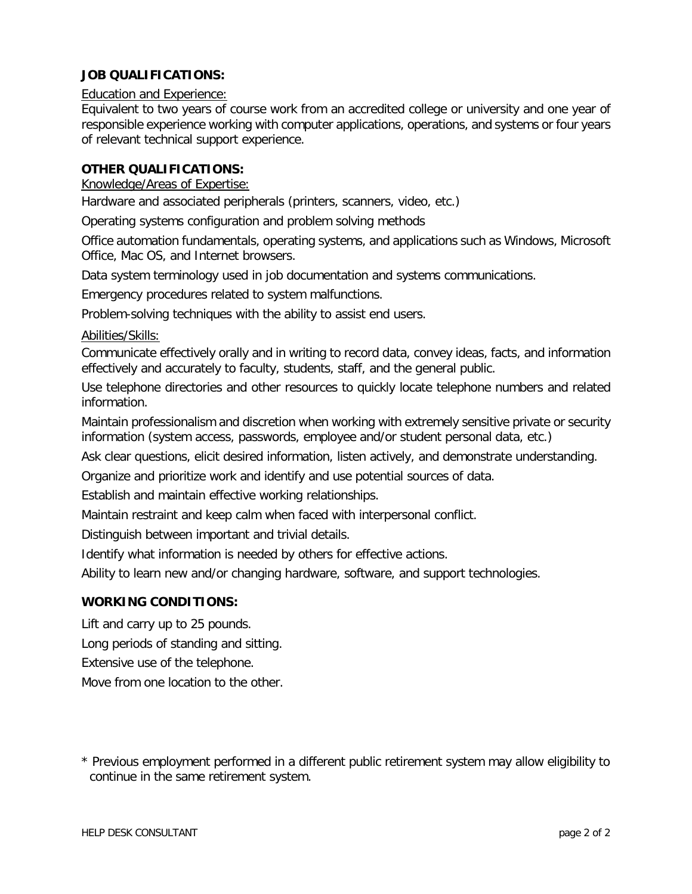## JOB QUALIFICATIONS:

Education and Experience:

Equivalent to two years of course work from an accredited college or university and one year of responsible experience working with computer applications, operations, and systems or four years of relevant technical support experience.

## OTHER QUALIFICATIONS:

Knowledge/Areas of Expertise:

Hardware and associated peripherals (printers, scanners, video, etc.)

Operating systems configuration and problem solving methods

Office automation fundamentals, operating systems, and applications such as Windows, Microsoft Office, Mac OS, and Internet browsers.

Data system terminology used in job documentation and systems communications.

Emergency procedures related to system malfunctions.

Problem-solving techniques with the ability to assist end users.

Abilities/Skills:

Communicate effectively orally and in writing to record data, convey ideas, facts, and information effectively and accurately to faculty, students, staff, and the general public.

Use telephone directories and other resources to quickly locate telephone numbers and related information.

Maintain professionalism and discretion when working with extremely sensitive private or security information (system access, passwords, employee and/or student personal data, etc.)

Ask clear questions, elicit desired information, listen actively, and demonstrate understanding.

Organize and prioritize work and identify and use potential sources of data.

Establish and maintain effective working relationships.

Maintain restraint and keep calm when faced with interpersonal conflict.

Distinguish between important and trivial details.

Identify what information is needed by others for effective actions.

Ability to learn new and/or changing hardware, software, and support technologies.

## WORKING CONDITIONS:

Lift and carry up to 25 pounds.

Long periods of standing and sitting.

Extensive use of the telephone.

Move from one location to the other.

\* Previous employment performed in a different public retirement system may allow eligibility to continue in the same retirement system.